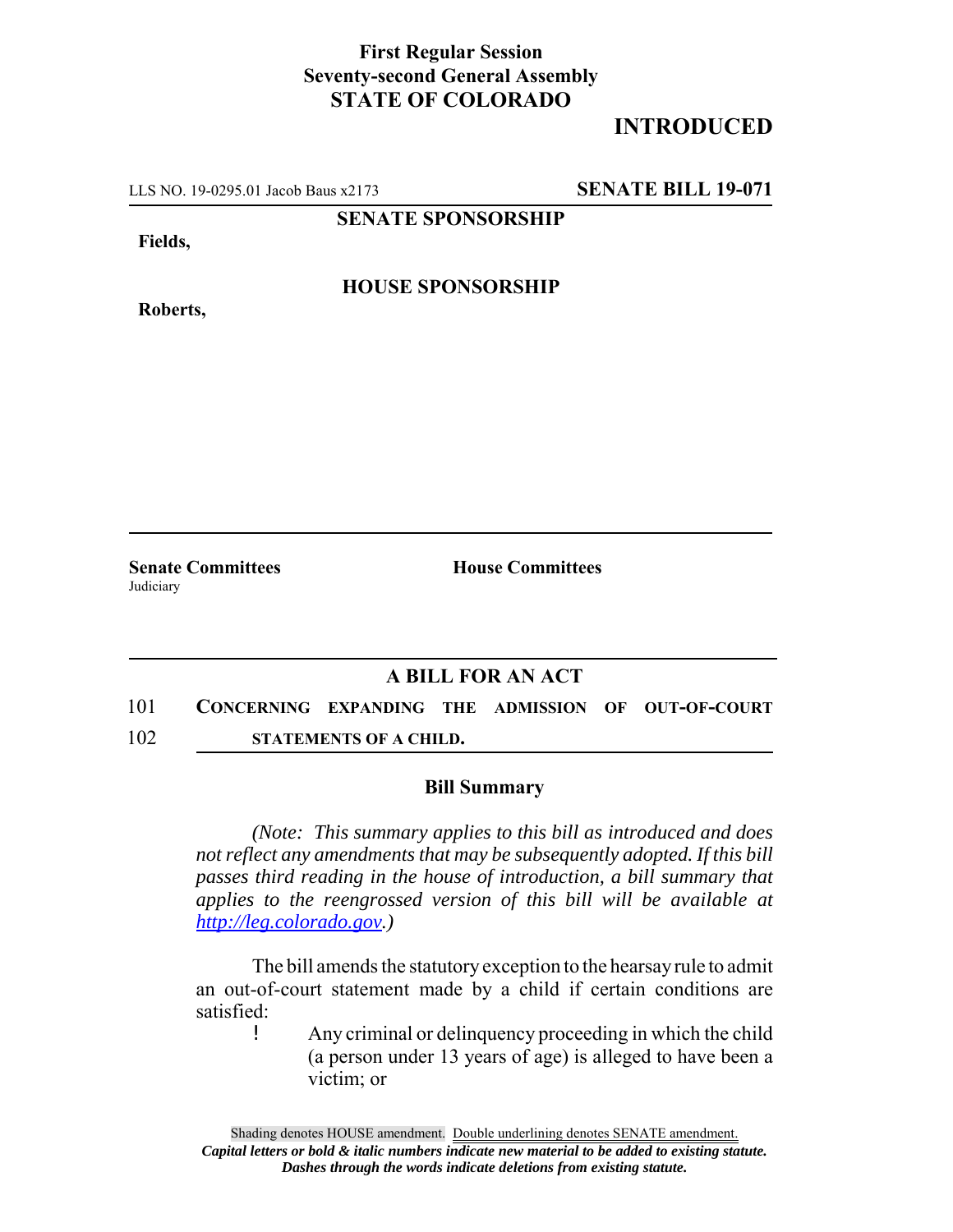**First Regular Session**
**Seventy-second General Assembly**
**STATE OF COLORADO**

# INTRODUCED

LLS NO. 19-0295.01 Jacob Baus x2173 **SENATE BILL 19-071**

**SENATE SPONSORSHIP**

**Fields,**

**HOUSE SPONSORSHIP**

**Roberts,**

**Senate Committees**
Judiciary

**House Committees**

## A BILL FOR AN ACT

101 **CONCERNING EXPANDING THE ADMISSION OF OUT-OF-COURT**
102 **STATEMENTS OF A CHILD.**

### Bill Summary

*(Note: This summary applies to this bill as introduced and does not reflect any amendments that may be subsequently adopted. If this bill passes third reading in the house of introduction, a bill summary that applies to the reengrossed version of this bill will be available at http://leg.colorado.gov.)*

The bill amends the statutory exception to the hearsay rule to admit an out-of-court statement made by a child if certain conditions are satisfied:

- Any criminal or delinquency proceeding in which the child (a person under 13 years of age) is alleged to have been a victim; or

Shading denotes HOUSE amendment. Double underlining denotes SENATE amendment.
***Capital letters or bold & italic numbers indicate new material to be added to existing statute.***
***Dashes through the words indicate deletions from existing statute.***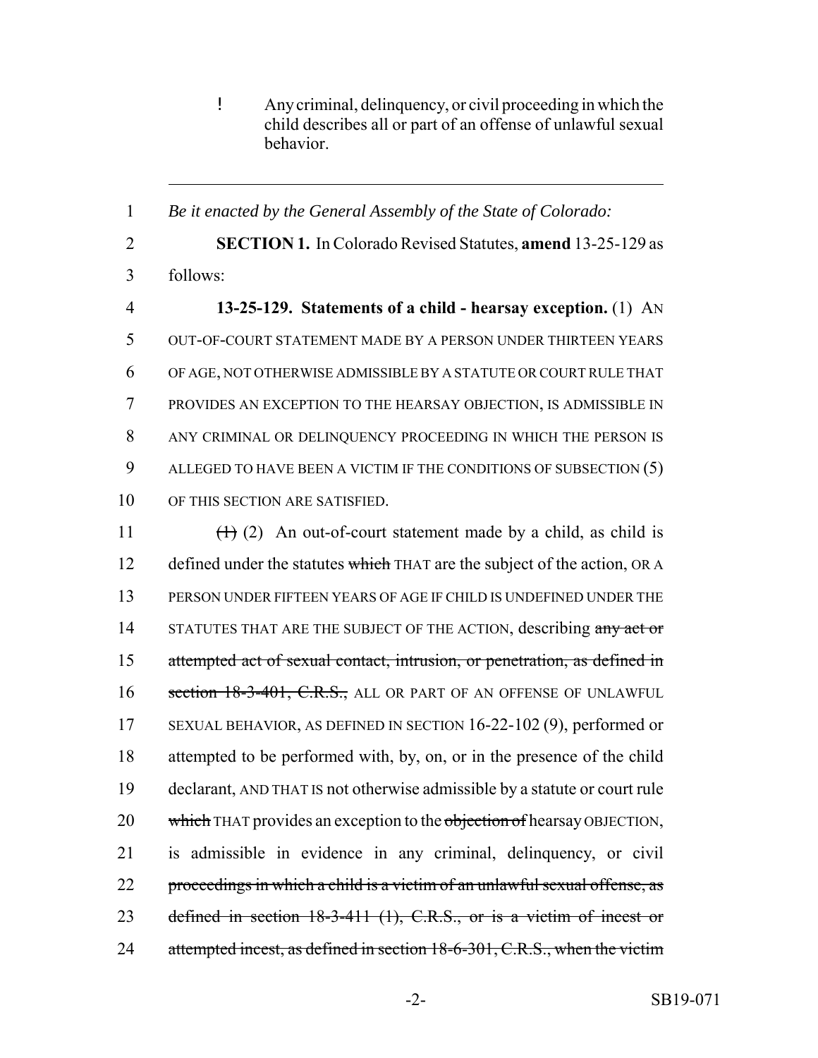! Any criminal, delinquency, or civil proceeding in which the child describes all or part of an offense of unlawful sexual behavior.

---

1 *Be it enacted by the General Assembly of the State of Colorado:*

2 **SECTION 1.** In Colorado Revised Statutes, **amend** 13-25-129 as
3 follows:

4 **13-25-129. Statements of a child - hearsay exception.** (1) AN
5 OUT-OF-COURT STATEMENT MADE BY A PERSON UNDER THIRTEEN YEARS
6 OF AGE, NOT OTHERWISE ADMISSIBLE BY A STATUTE OR COURT RULE THAT
7 PROVIDES AN EXCEPTION TO THE HEARSAY OBJECTION, IS ADMISSIBLE IN
8 ANY CRIMINAL OR DELINQUENCY PROCEEDING IN WHICH THE PERSON IS
9 ALLEGED TO HAVE BEEN A VICTIM IF THE CONDITIONS OF SUBSECTION (5)
10 OF THIS SECTION ARE SATISFIED.

11 ~~(1)~~ (2) An out-of-court statement made by a child, as child is
12 defined under the statutes ~~which~~ THAT are the subject of the action, OR A
13 PERSON UNDER FIFTEEN YEARS OF AGE IF CHILD IS UNDEFINED UNDER THE
14 STATUTES THAT ARE THE SUBJECT OF THE ACTION, describing ~~any act or~~
15 ~~attempted act of sexual contact, intrusion, or penetration, as defined in~~
16 ~~section 18-3-401, C.R.S.,~~ ALL OR PART OF AN OFFENSE OF UNLAWFUL
17 SEXUAL BEHAVIOR, AS DEFINED IN SECTION 16-22-102 (9), performed or
18 attempted to be performed with, by, on, or in the presence of the child
19 declarant, AND THAT IS not otherwise admissible by a statute or court rule
20 ~~which~~ THAT provides an exception to the ~~objection of~~ hearsay OBJECTION,
21 is admissible in evidence in any criminal, delinquency, or civil
22 ~~proceedings in which a child is a victim of an unlawful sexual offense, as~~
23 ~~defined in section 18-3-411 (1), C.R.S., or is a victim of incest or~~
24 ~~attempted incest, as defined in section 18-6-301, C.R.S., when the victim~~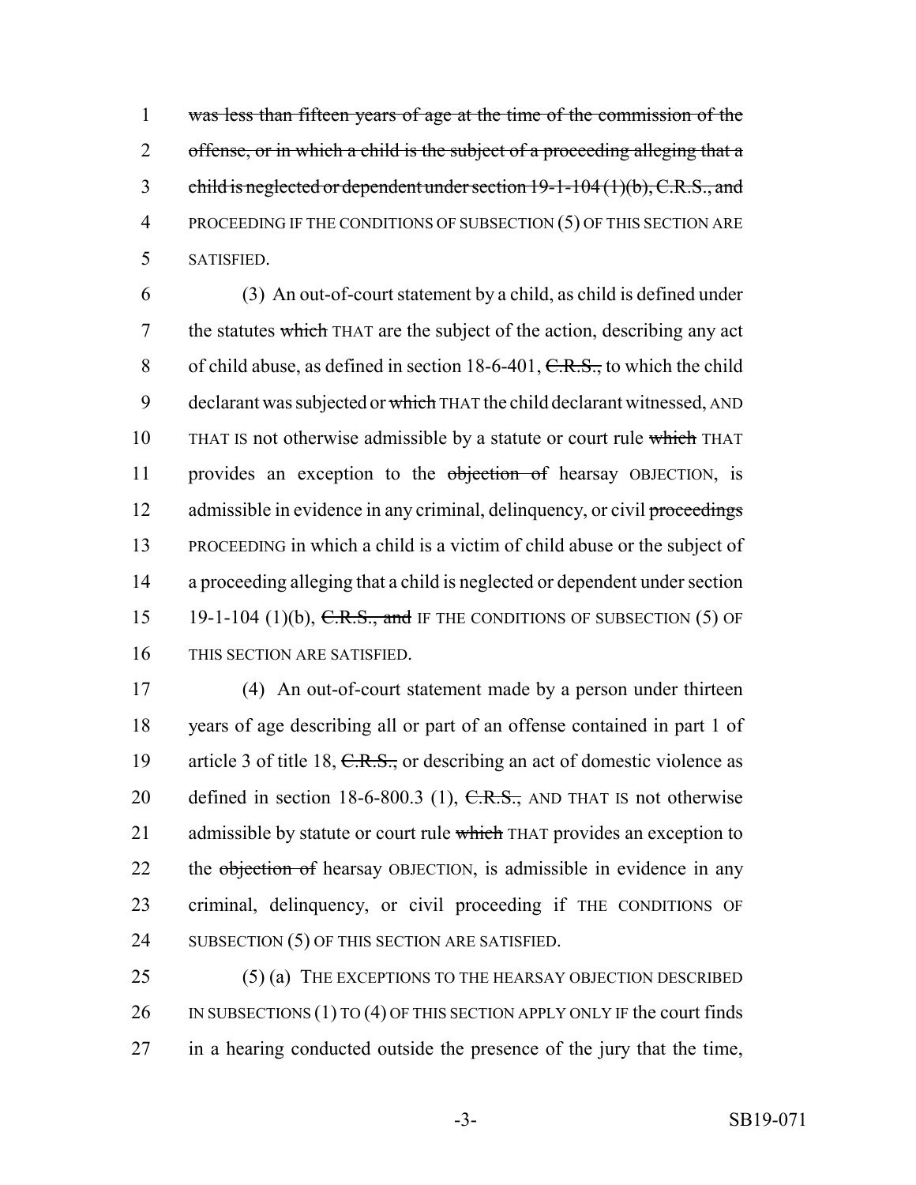was less than fifteen years of age at the time of the commission of the offense, or in which a child is the subject of a proceeding alleging that a child is neglected or dependent under section 19-1-104 (1)(b), C.R.S., and PROCEEDING IF THE CONDITIONS OF SUBSECTION (5) OF THIS SECTION ARE SATISFIED.

(3) An out-of-court statement by a child, as child is defined under the statutes which THAT are the subject of the action, describing any act of child abuse, as defined in section 18-6-401, C.R.S., to which the child declarant was subjected or which THAT the child declarant witnessed, AND THAT IS not otherwise admissible by a statute or court rule which THAT provides an exception to the objection of hearsay OBJECTION, is admissible in evidence in any criminal, delinquency, or civil proceedings PROCEEDING in which a child is a victim of child abuse or the subject of a proceeding alleging that a child is neglected or dependent under section 19-1-104 (1)(b), C.R.S., and IF THE CONDITIONS OF SUBSECTION (5) OF THIS SECTION ARE SATISFIED.

(4) An out-of-court statement made by a person under thirteen years of age describing all or part of an offense contained in part 1 of article 3 of title 18, C.R.S., or describing an act of domestic violence as defined in section 18-6-800.3 (1), C.R.S., AND THAT IS not otherwise admissible by statute or court rule which THAT provides an exception to the objection of hearsay OBJECTION, is admissible in evidence in any criminal, delinquency, or civil proceeding if THE CONDITIONS OF SUBSECTION (5) OF THIS SECTION ARE SATISFIED.

(5) (a) THE EXCEPTIONS TO THE HEARSAY OBJECTION DESCRIBED IN SUBSECTIONS (1) TO (4) OF THIS SECTION APPLY ONLY IF the court finds in a hearing conducted outside the presence of the jury that the time,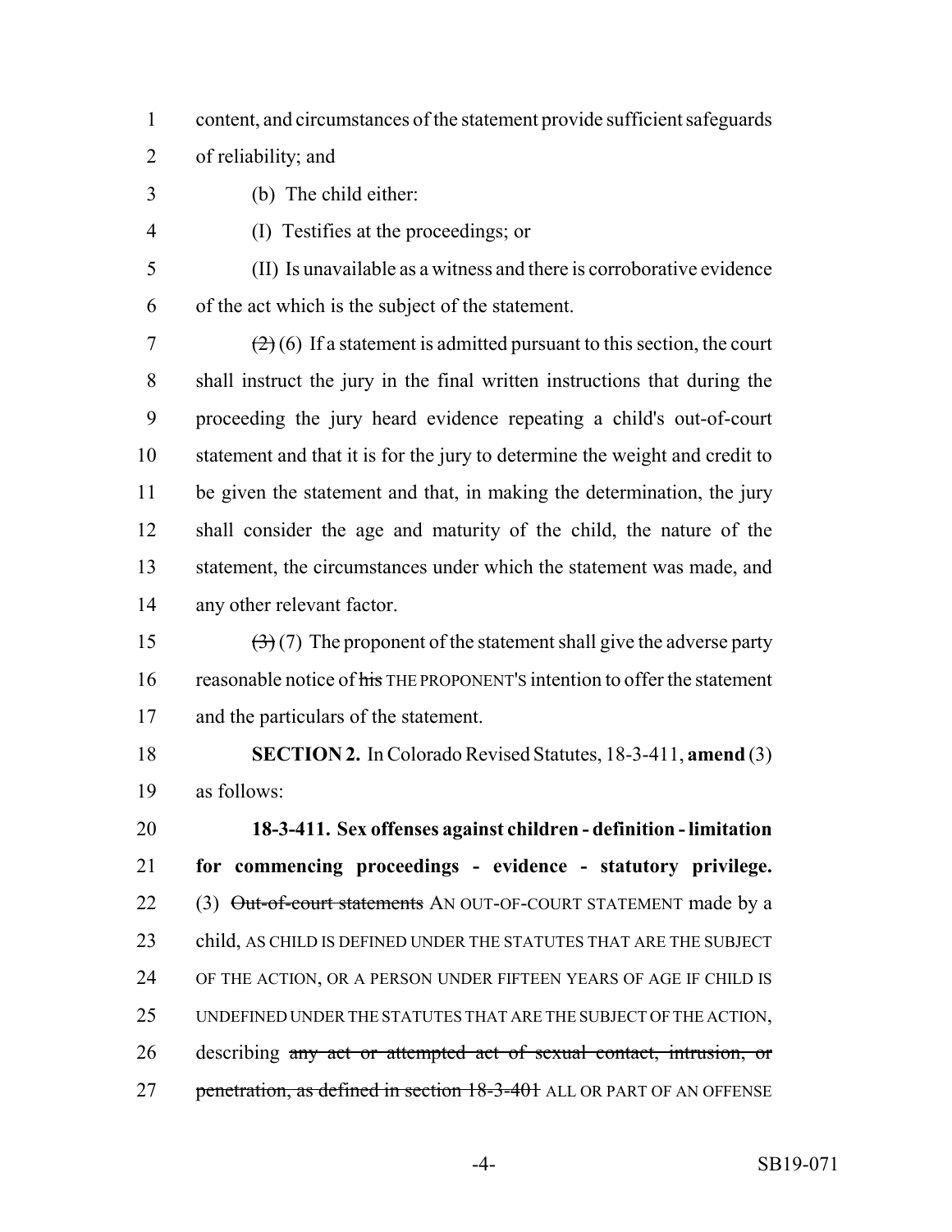content, and circumstances of the statement provide sufficient safeguards of reliability; and

(b) The child either:

(I) Testifies at the proceedings; or

(II) Is unavailable as a witness and there is corroborative evidence of the act which is the subject of the statement.

~~(2)~~ (6) If a statement is admitted pursuant to this section, the court shall instruct the jury in the final written instructions that during the proceeding the jury heard evidence repeating a child's out-of-court statement and that it is for the jury to determine the weight and credit to be given the statement and that, in making the determination, the jury shall consider the age and maturity of the child, the nature of the statement, the circumstances under which the statement was made, and any other relevant factor.

~~(3)~~ (7) The proponent of the statement shall give the adverse party reasonable notice of ~~his~~ THE PROPONENT'S intention to offer the statement and the particulars of the statement.

**SECTION 2.** In Colorado Revised Statutes, 18-3-411, **amend** (3) as follows:

**18-3-411. Sex offenses against children - definition - limitation for commencing proceedings - evidence - statutory privilege.** (3) ~~Out-of-court statements~~ AN OUT-OF-COURT STATEMENT made by a child, AS CHILD IS DEFINED UNDER THE STATUTES THAT ARE THE SUBJECT OF THE ACTION, OR A PERSON UNDER FIFTEEN YEARS OF AGE IF CHILD IS UNDEFINED UNDER THE STATUTES THAT ARE THE SUBJECT OF THE ACTION, describing ~~any act or attempted act of sexual contact, intrusion, or penetration, as defined in section 18-3-401~~ ALL OR PART OF AN OFFENSE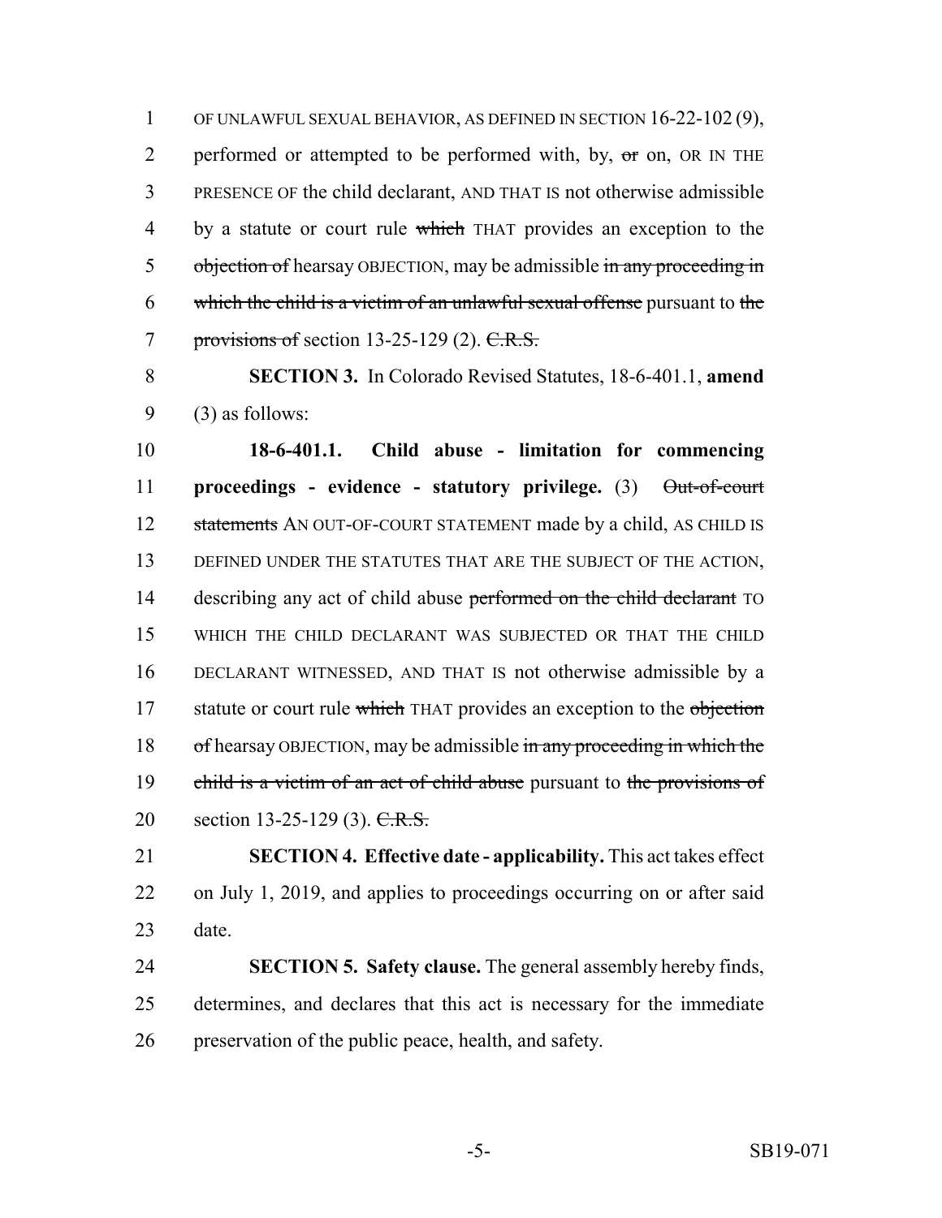OF UNLAWFUL SEXUAL BEHAVIOR, AS DEFINED IN SECTION 16-22-102 (9), performed or attempted to be performed with, by, ~~or~~ on, OR IN THE PRESENCE OF the child declarant, AND THAT IS not otherwise admissible by a statute or court rule ~~which~~ THAT provides an exception to the ~~objection of~~ hearsay OBJECTION, may be admissible ~~in any proceeding in which the child is a victim of an unlawful sexual offense~~ pursuant to ~~the provisions of~~ section 13-25-129 (2). ~~C.R.S.~~

**SECTION 3.** In Colorado Revised Statutes, 18-6-401.1, **amend** (3) as follows:

**18-6-401.1. Child abuse - limitation for commencing proceedings - evidence - statutory privilege.** (3) ~~Out-of-court statements~~ AN OUT-OF-COURT STATEMENT made by a child, AS CHILD IS DEFINED UNDER THE STATUTES THAT ARE THE SUBJECT OF THE ACTION, describing any act of child abuse ~~performed on the child declarant~~ TO WHICH THE CHILD DECLARANT WAS SUBJECTED OR THAT THE CHILD DECLARANT WITNESSED, AND THAT IS not otherwise admissible by a statute or court rule ~~which~~ THAT provides an exception to the ~~objection of~~ hearsay OBJECTION, may be admissible ~~in any proceeding in which the child is a victim of an act of child abuse~~ pursuant to ~~the provisions of~~ section 13-25-129 (3). ~~C.R.S.~~

**SECTION 4. Effective date - applicability.** This act takes effect on July 1, 2019, and applies to proceedings occurring on or after said date.

**SECTION 5. Safety clause.** The general assembly hereby finds, determines, and declares that this act is necessary for the immediate preservation of the public peace, health, and safety.